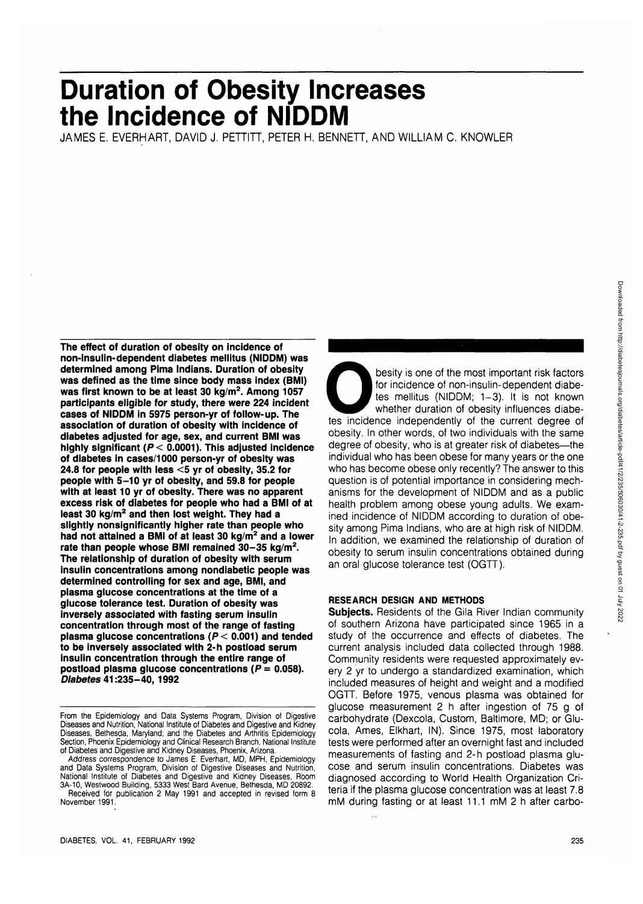# Duration of Obesity Increases the Incidence of NIDDM

JAMES E. EVERHART, DAVID J. PETTITT, PETER H. BENNETT, AND WILLIAM C. KNOWLER

**The effect of duration of obesity on incidence of non-insulin-dependent diabetes mellitus (NIDDM) was determined among Pima Indians. Duration of obesity was defined as the time since body mass index (BMI) was first known to be at least 30 kg/m². Among 1057 participants eligible for study, there were 224 incident cases of NIDDM in 5975 person-yr of follow-up. The association of duration of obesity with incidence of diabetes adjusted for age, sex, and current BMI was highly significant ($P < 0.0001$). This adjusted incidence of diabetes in cases/1000 person-yr of obesity was 24.8 for people with less <5 yr of obesity, 35.2 for people with 5–10 yr of obesity, and 59.8 for people with at least 10 yr of obesity. There was no apparent excess risk of diabetes for people who had a BMI of at least 30 kg/m² and then lost weight. They had a slightly nonsignificantly higher rate than people who had not attained a BMI of at least 30 kg/m² and a lower rate than people whose BMI remained 30–35 kg/m². The relationship of duration of obesity with serum insulin concentrations among nondiabetic people was determined controlling for sex and age, BMI, and plasma glucose concentrations at the time of a glucose tolerance test. Duration of obesity was inversely associated with fasting serum insulin concentration through most of the range of fasting plasma glucose concentrations ($P < 0.001$) and tended to be inversely associated with 2-h postload serum insulin concentration through the entire range of postload plasma glucose concentrations ($P = 0.058$). *Diabetes* 41:235–40, 1992**

From the Epidemiology and Data Systems Program, Division of Digestive Diseases and Nutrition, National Institute of Diabetes and Digestive and Kidney Diseases, Bethesda, Maryland; and the Diabetes and Arthritis Epidemiology Section, Phoenix Epidemiology and Clinical Research Branch, National Institute of Diabetes and Digestive and Kidney Diseases, Phoenix, Arizona.

Address correspondence to James E. Everhart, MD, MPH, Epidemiology and Data Systems Program, Division of Digestive Diseases and Nutrition, National Institute of Diabetes and Digestive and Kidney Diseases, Room 3A-10, Westwood Building, 5333 West Bard Avenue, Bethesda, MD 20892.

Received for publication 2 May 1991 and accepted in revised form 8 November 1991.

Obesity is one of the most important risk factors for incidence of non-insulin-dependent diabetes mellitus (NIDDM; 1–3). It is not known whether duration of obesity influences diabetes incidence independently of the current degree of obesity. In other words, of two individuals with the same degree of obesity, who is at greater risk of diabetes—the individual who has been obese for many years or the one who has become obese only recently? The answer to this question is of potential importance in considering mechanisms for the development of NIDDM and as a public health problem among obese young adults. We examined incidence of NIDDM according to duration of obesity among Pima Indians, who are at high risk of NIDDM. In addition, we examined the relationship of duration of obesity to serum insulin concentrations obtained during an oral glucose tolerance test (OGTT).

## RESEARCH DESIGN AND METHODS

**Subjects.** Residents of the Gila River Indian community of southern Arizona have participated since 1965 in a study of the occurrence and effects of diabetes. The current analysis included data collected through 1988. Community residents were requested approximately every 2 yr to undergo a standardized examination, which included measures of height and weight and a modified OGTT. Before 1975, venous plasma was obtained for glucose measurement 2 h after ingestion of 75 g of carbohydrate (Dexcola, Custom, Baltimore, MD; or Glucola, Ames, Elkhart, IN). Since 1975, most laboratory tests were performed after an overnight fast and included measurements of fasting and 2-h postload plasma glucose and serum insulin concentrations. Diabetes was diagnosed according to World Health Organization Criteria if the plasma glucose concentration was at least 7.8 mM during fasting or at least 11.1 mM 2 h after carbo-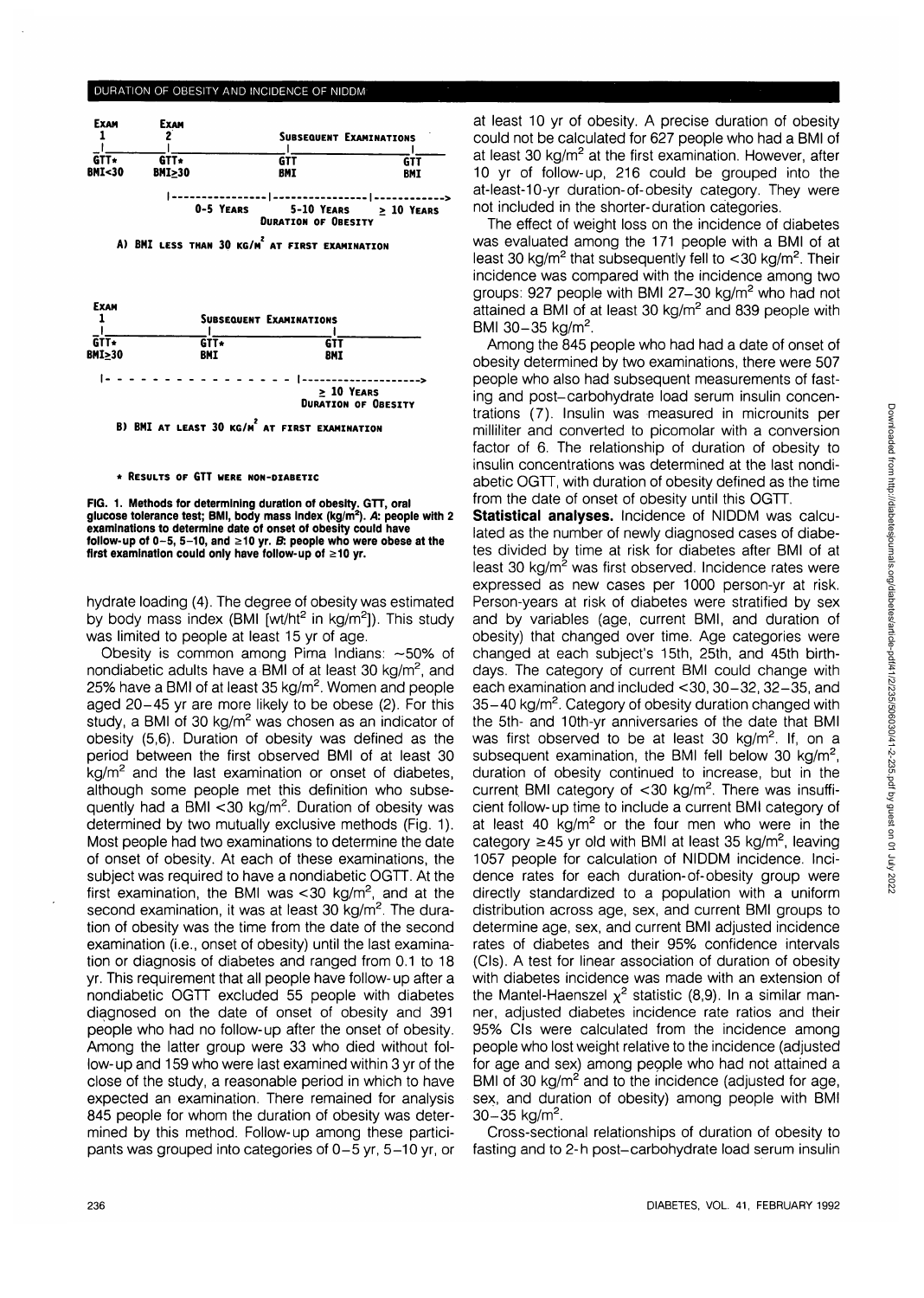EXAM 1 | EXAM 2 | SUBSEQUENT EXAMINATIONS

GTT* BMI<30 | GTT* BMI≥30 | GTT BMI | GTT BMI

0–5 YEARS | 5–10 YEARS | ≥ 10 YEARS — DURATION OF OBESITY

A) BMI LESS THAN 30 KG/M² AT FIRST EXAMINATION

EXAM 1 | SUBSEQUENT EXAMINATIONS

GTT* BMI≥30 | GTT* BMI | GTT BMI

≥ 10 YEARS DURATION OF OBESITY

B) BMI AT LEAST 30 KG/M² AT FIRST EXAMINATION

* RESULTS OF GTT WERE NON-DIABETIC

**FIG. 1. Methods for determining duration of obesity. GTT, oral glucose tolerance test; BMI, body mass index (kg/m²). *A*: people with 2 examinations to determine date of onset of obesity could have follow-up of 0–5, 5–10, and ≥10 yr. *B*: people who were obese at the first examination could only have follow-up of ≥10 yr.**

hydrate loading (4). The degree of obesity was estimated by body mass index (BMI [wt/ht² in kg/m²]). This study was limited to people at least 15 yr of age.

Obesity is common among Pima Indians: ~50% of nondiabetic adults have a BMI of at least 30 kg/m², and 25% have a BMI of at least 35 kg/m². Women and people aged 20–45 yr are more likely to be obese (2). For this study, a BMI of 30 kg/m² was chosen as an indicator of obesity (5,6). Duration of obesity was defined as the period between the first observed BMI of at least 30 kg/m² and the last examination or onset of diabetes, although some people met this definition who subsequently had a BMI <30 kg/m². Duration of obesity was determined by two mutually exclusive methods (Fig. 1). Most people had two examinations to determine the date of onset of obesity. At each of these examinations, the subject was required to have a nondiabetic OGTT. At the first examination, the BMI was <30 kg/m², and at the second examination, it was at least 30 kg/m². The duration of obesity was the time from the date of the second examination (i.e., onset of obesity) until the last examination or diagnosis of diabetes and ranged from 0.1 to 18 yr. This requirement that all people have follow-up after a nondiabetic OGTT excluded 55 people with diabetes diagnosed on the date of onset of obesity and 391 people who had no follow-up after the onset of obesity. Among the latter group were 33 who died without follow-up and 159 who were last examined within 3 yr of the close of the study, a reasonable period in which to have expected an examination. There remained for analysis 845 people for whom the duration of obesity was determined by this method. Follow-up among these participants was grouped into categories of 0–5 yr, 5–10 yr, or at least 10 yr of obesity. A precise duration of obesity could not be calculated for 627 people who had a BMI of at least 30 kg/m² at the first examination. However, after 10 yr of follow-up, 216 could be grouped into the at-least-10-yr duration-of-obesity category. They were not included in the shorter-duration categories.

The effect of weight loss on the incidence of diabetes was evaluated among the 171 people with a BMI of at least 30 kg/m² that subsequently fell to <30 kg/m². Their incidence was compared with the incidence among two groups: 927 people with BMI 27–30 kg/m² who had not attained a BMI of at least 30 kg/m² and 839 people with BMI 30–35 kg/m².

Among the 845 people who had had a date of onset of obesity determined by two examinations, there were 507 people who also had subsequent measurements of fasting and post–carbohydrate load serum insulin concentrations (7). Insulin was measured in microunits per milliliter and converted to picomolar with a conversion factor of 6. The relationship of duration of obesity to insulin concentrations was determined at the last nondiabetic OGTT, with duration of obesity defined as the time from the date of onset of obesity until this OGTT.

**Statistical analyses.** Incidence of NIDDM was calculated as the number of newly diagnosed cases of diabetes divided by time at risk for diabetes after BMI of at least 30 kg/m² was first observed. Incidence rates were expressed as new cases per 1000 person-yr at risk. Person-years at risk of diabetes were stratified by sex and by variables (age, current BMI, and duration of obesity) that changed over time. Age categories were changed at each subject's 15th, 25th, and 45th birthdays. The category of current BMI could change with each examination and included <30, 30–32, 32–35, and 35–40 kg/m². Category of obesity duration changed with the 5th- and 10th-yr anniversaries of the date that BMI was first observed to be at least 30 kg/m². If, on a subsequent examination, the BMI fell below 30 kg/m², duration of obesity continued to increase, but in the current BMI category of <30 kg/m². There was insufficient follow-up time to include a current BMI category of at least 40 kg/m² or the four men who were in the category ≥45 yr old with BMI at least 35 kg/m², leaving 1057 people for calculation of NIDDM incidence. Incidence rates for each duration-of-obesity group were directly standardized to a population with a uniform distribution across age, sex, and current BMI groups to determine age, sex, and current BMI adjusted incidence rates of diabetes and their 95% confidence intervals (CIs). A test for linear association of duration of obesity with diabetes incidence was made with an extension of the Mantel-Haenszel $\chi^2$ statistic (8,9). In a similar manner, adjusted diabetes incidence rate ratios and their 95% CIs were calculated from the incidence among people who lost weight relative to the incidence (adjusted for age and sex) among people who had not attained a BMI of 30 kg/m² and to the incidence (adjusted for age, sex, and duration of obesity) among people with BMI 30–35 kg/m².

Cross-sectional relationships of duration of obesity to fasting and to 2-h post–carbohydrate load serum insulin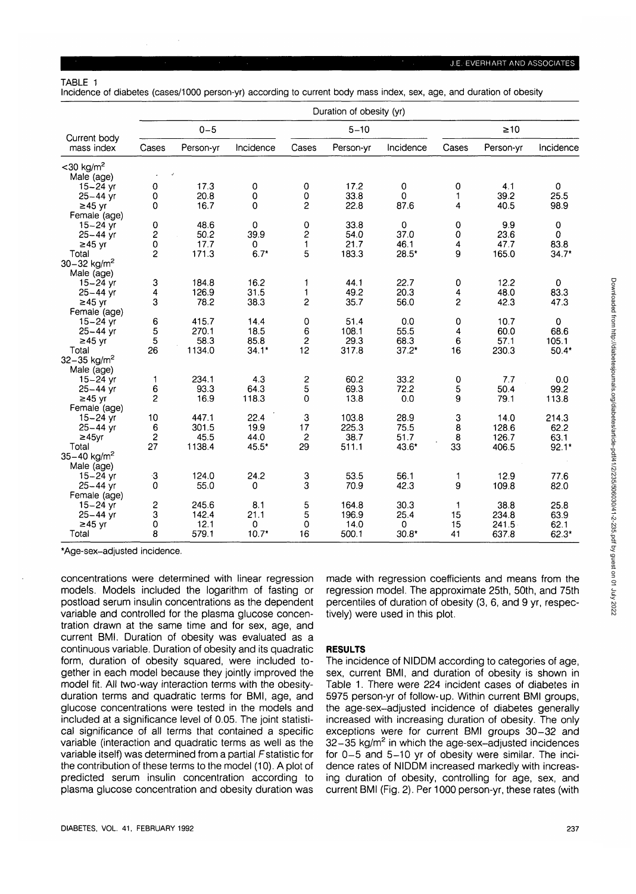TABLE 1
Incidence of diabetes (cases/1000 person-yr) according to current body mass index, sex, age, and duration of obesity

| Current body mass index | Duration of obesity (yr) | | | | | | | | |
|---|---|---|---|---|---|---|---|---|---|
| | 0–5 | | | 5–10 | | | ≥10 | | |
| | Cases | Person-yr | Incidence | Cases | Person-yr | Incidence | Cases | Person-yr | Incidence |
| <30 kg/m² | | | | | | | | | |
| Male (age) | | | | | | | | | |
| 15–24 yr | 0 | 17.3 | 0 | 0 | 17.2 | 0 | 0 | 4.1 | 0 |
| 25–44 yr | 0 | 20.8 | 0 | 0 | 33.8 | 0 | 1 | 39.2 | 25.5 |
| ≥45 yr | 0 | 16.7 | 0 | 2 | 22.8 | 87.6 | 4 | 40.5 | 98.9 |
| Female (age) | | | | | | | | | |
| 15–24 yr | 0 | 48.6 | 0 | 0 | 33.8 | 0 | 0 | 9.9 | 0 |
| 25–44 yr | 2 | 50.2 | 39.9 | 2 | 54.0 | 37.0 | 0 | 23.6 | 0 |
| ≥45 yr | 0 | 17.7 | 0 | 1 | 21.7 | 46.1 | 4 | 47.7 | 83.8 |
| Total | 2 | 171.3 | 6.7* | 5 | 183.3 | 28.5* | 9 | 165.0 | 34.7* |
| 30–32 kg/m² | | | | | | | | | |
| Male (age) | | | | | | | | | |
| 15–24 yr | 3 | 184.8 | 16.2 | 1 | 44.1 | 22.7 | 0 | 12.2 | 0 |
| 25–44 yr | 4 | 126.9 | 31.5 | 1 | 49.2 | 20.3 | 4 | 48.0 | 83.3 |
| ≥45 yr | 3 | 78.2 | 38.3 | 2 | 35.7 | 56.0 | 2 | 42.3 | 47.3 |
| Female (age) | | | | | | | | | |
| 15–24 yr | 6 | 415.7 | 14.4 | 0 | 51.4 | 0.0 | 0 | 10.7 | 0 |
| 25–44 yr | 5 | 270.1 | 18.5 | 6 | 108.1 | 55.5 | 4 | 60.0 | 68.6 |
| ≥45 yr | 5 | 58.3 | 85.8 | 2 | 29.3 | 68.3 | 6 | 57.1 | 105.1 |
| Total | 26 | 1134.0 | 34.1* | 12 | 317.8 | 37.2* | 16 | 230.3 | 50.4* |
| 32–35 kg/m² | | | | | | | | | |
| Male (age) | | | | | | | | | |
| 15–24 yr | 1 | 234.1 | 4.3 | 2 | 60.2 | 33.2 | 0 | 7.7 | 0.0 |
| 25–44 yr | 6 | 93.3 | 64.3 | 5 | 69.3 | 72.2 | 5 | 50.4 | 99.2 |
| ≥45 yr | 2 | 16.9 | 118.3 | 0 | 13.8 | 0.0 | 9 | 79.1 | 113.8 |
| Female (age) | | | | | | | | | |
| 15–24 yr | 10 | 447.1 | 22.4 | 3 | 103.8 | 28.9 | 3 | 14.0 | 214.3 |
| 25–44 yr | 6 | 301.5 | 19.9 | 17 | 225.3 | 75.5 | 8 | 128.6 | 62.2 |
| ≥45yr | 2 | 45.5 | 44.0 | 2 | 38.7 | 51.7 | 8 | 126.7 | 63.1 |
| Total | 27 | 1138.4 | 45.5* | 29 | 511.1 | 43.6* | 33 | 406.5 | 92.1* |
| 35–40 kg/m² | | | | | | | | | |
| Male (age) | | | | | | | | | |
| 15–24 yr | 3 | 124.0 | 24.2 | 3 | 53.5 | 56.1 | 1 | 12.9 | 77.6 |
| 25–44 yr | 0 | 55.0 | 0 | 3 | 70.9 | 42.3 | 9 | 109.8 | 82.0 |
| Female (age) | | | | | | | | | |
| 15–24 yr | 2 | 245.6 | 8.1 | 5 | 164.8 | 30.3 | 1 | 38.8 | 25.8 |
| 25–44 yr | 3 | 142.4 | 21.1 | 5 | 196.9 | 25.4 | 15 | 234.8 | 63.9 |
| ≥45 yr | 0 | 12.1 | 0 | 0 | 14.0 | 0 | 15 | 241.5 | 62.1 |
| Total | 8 | 579.1 | 10.7* | 16 | 500.1 | 30.8* | 41 | 637.8 | 62.3* |

*Age-sex–adjusted incidence.

concentrations were determined with linear regression models. Models included the logarithm of fasting or postload serum insulin concentrations as the dependent variable and controlled for the plasma glucose concentration drawn at the same time and for sex, age, and current BMI. Duration of obesity was evaluated as a continuous variable. Duration of obesity and its quadratic form, duration of obesity squared, were included together in each model because they jointly improved the model fit. All two-way interaction terms with the obesity-duration terms and quadratic terms for BMI, age, and glucose concentrations were tested in the models and included at a significance level of 0.05. The joint statistical significance of all terms that contained a specific variable (interaction and quadratic terms as well as the variable itself) was determined from a partial $F$ statistic for the contribution of these terms to the model (10). A plot of predicted serum insulin concentration according to plasma glucose concentration and obesity duration was made with regression coefficients and means from the regression model. The approximate 25th, 50th, and 75th percentiles of duration of obesity (3, 6, and 9 yr, respectively) were used in this plot.

## RESULTS

The incidence of NIDDM according to categories of age, sex, current BMI, and duration of obesity is shown in Table 1. There were 224 incident cases of diabetes in 5975 person-yr of follow-up. Within current BMI groups, the age-sex–adjusted incidence of diabetes generally increased with increasing duration of obesity. The only exceptions were for current BMI groups 30–32 and 32–35 kg/m² in which the age-sex–adjusted incidences for 0–5 and 5–10 yr of obesity were similar. The incidence rates of NIDDM increased markedly with increasing duration of obesity, controlling for age, sex, and current BMI (Fig. 2). Per 1000 person-yr, these rates (with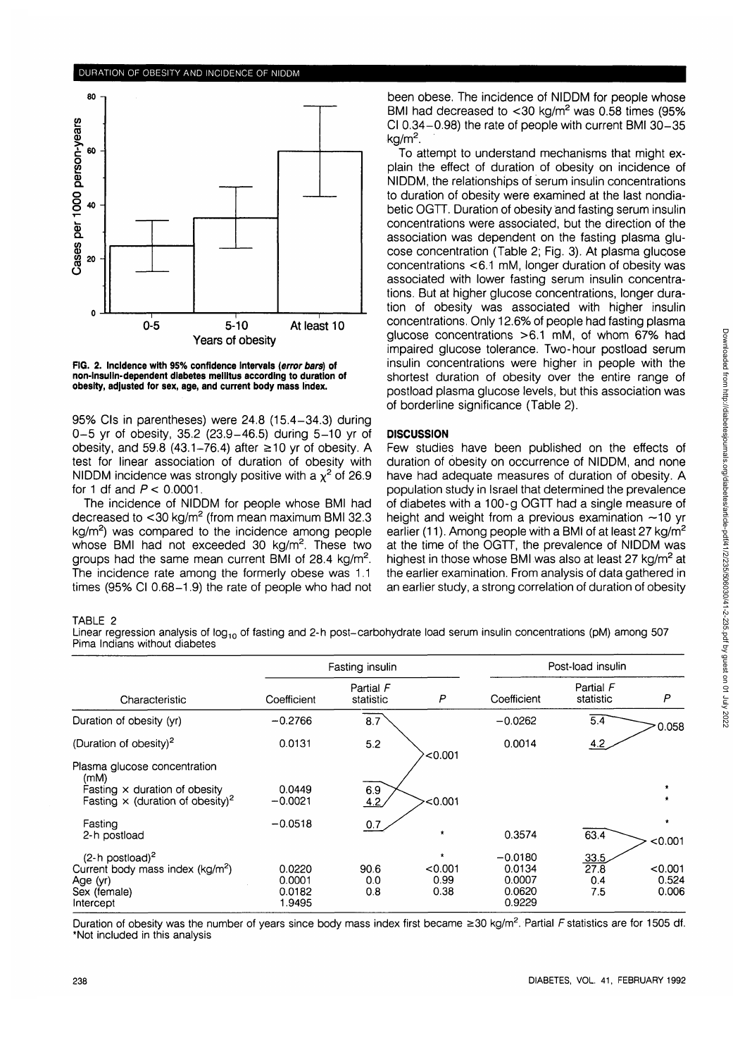FIG. 2. Incidence with 95% confidence intervals (*error bars*) of non-insulin-dependent diabetes mellitus according to duration of obesity, adjusted for sex, age, and current body mass index.

95% CIs in parentheses) were 24.8 (15.4–34.3) during 0–5 yr of obesity, 35.2 (23.9–46.5) during 5–10 yr of obesity, and 59.8 (43.1–76.4) after ≥10 yr of obesity. A test for linear association of duration of obesity with NIDDM incidence was strongly positive with a $\chi^2$ of 26.9 for 1 df and $P < 0.0001$.

The incidence of NIDDM for people whose BMI had decreased to <30 kg/m$^2$ (from mean maximum BMI 32.3 kg/m$^2$) was compared to the incidence among people whose BMI had not exceeded 30 kg/m$^2$. These two groups had the same mean current BMI of 28.4 kg/m$^2$. The incidence rate among the formerly obese was 1.1 times (95% CI 0.68–1.9) the rate of people who had not been obese. The incidence of NIDDM for people whose BMI had decreased to <30 kg/m$^2$ was 0.58 times (95% CI 0.34–0.98) the rate of people with current BMI 30–35 kg/m$^2$.

To attempt to understand mechanisms that might explain the effect of duration of obesity on incidence of NIDDM, the relationships of serum insulin concentrations to duration of obesity were examined at the last nondiabetic OGTT. Duration of obesity and fasting serum insulin concentrations were associated, but the direction of the association was dependent on the fasting plasma glucose concentration (Table 2; Fig. 3). At plasma glucose concentrations <6.1 mM, longer duration of obesity was associated with lower fasting serum insulin concentrations. But at higher glucose concentrations, longer duration of obesity was associated with higher insulin concentrations. Only 12.6% of people had fasting plasma glucose concentrations >6.1 mM, of whom 67% had impaired glucose tolerance. Two-hour postload serum insulin concentrations were higher in people with the shortest duration of obesity over the entire range of postload plasma glucose levels, but this association was of borderline significance (Table 2).

## DISCUSSION

Few studies have been published on the effects of duration of obesity on occurrence of NIDDM, and none have had adequate measures of duration of obesity. A population study in Israel that determined the prevalence of diabetes with a 100-g OGTT had a single measure of height and weight from a previous examination ~10 yr earlier (11). Among people with a BMI of at least 27 kg/m$^2$ at the time of the OGTT, the prevalence of NIDDM was highest in those whose BMI was also at least 27 kg/m$^2$ at the earlier examination. From analysis of data gathered in an earlier study, a strong correlation of duration of obesity

TABLE 2

Linear regression analysis of $\log_{10}$ of fasting and 2-h post-carbohydrate load serum insulin concentrations (pM) among 507 Pima Indians without diabetes

| Characteristic | Fasting insulin | | | Post-load insulin | | |
|---|---|---|---|---|---|---|
| | Coefficient | Partial $F$ statistic | $P$ | Coefficient | Partial $F$ statistic | $P$ |
| Duration of obesity (yr) | −0.2766 | 8.7 | <0.001 (joint with (Duration of obesity)$^2$ and Fasting × duration of obesity) | −0.0262 | 5.4 | 0.058 (joint with (Duration of obesity)$^2$) |
| (Duration of obesity)$^2$ | 0.0131 | 5.2 | | 0.0014 | 4.2 | |
| Plasma glucose concentration (mM) | | | | | | |
| Fasting × duration of obesity | 0.0449 | 6.9 | <0.001 (joint with Fasting × (duration of obesity)$^2$ and Fasting) | | | * |
| Fasting × (duration of obesity)$^2$ | −0.0021 | 4.2 | | | | * |
| Fasting | −0.0518 | 0.7 | | | | * |
| 2-h postload | | | * | 0.3574 | 63.4 | <0.001 (joint with (2-h postload)$^2$) |
| (2-h postload)$^2$ | | | * | −0.0180 | 33.5 | |
| Current body mass index (kg/m$^2$) | 0.0220 | 90.6 | <0.001 | 0.0134 | 27.8 | <0.001 |
| Age (yr) | 0.0001 | 0.0 | 0.99 | 0.0007 | 0.4 | 0.524 |
| Sex (female) | 0.0182 | 0.8 | 0.38 | 0.0620 | 7.5 | 0.006 |
| Intercept | 1.9495 | | | 0.9229 | | |

Duration of obesity was the number of years since body mass index first became ≥30 kg/m$^2$. Partial $F$ statistics are for 1505 df.
*Not included in this analysis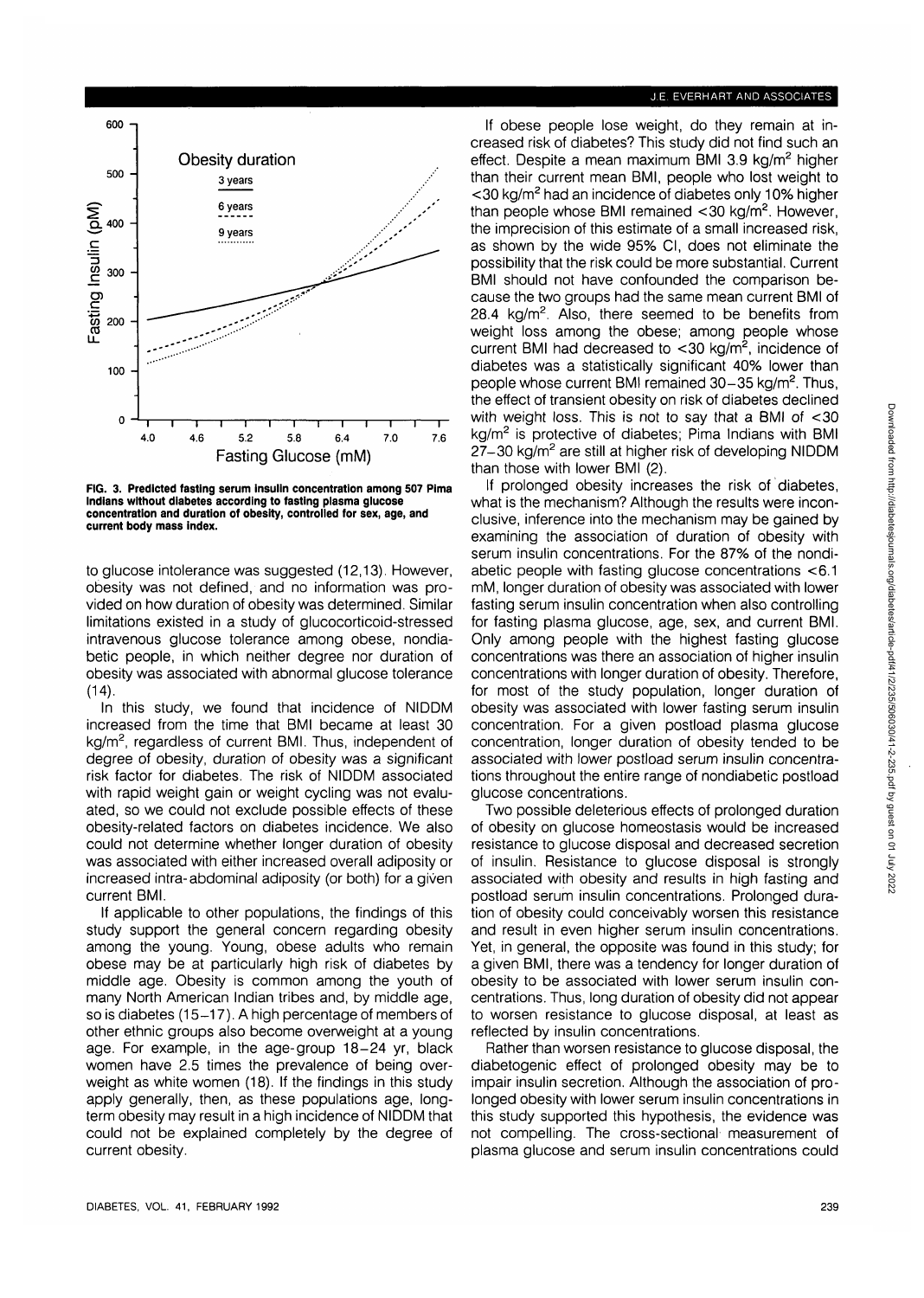FIG. 3. Predicted fasting serum insulin concentration among 507 Pima Indians without diabetes according to fasting plasma glucose concentration and duration of obesity, controlled for sex, age, and current body mass index.

to glucose intolerance was suggested (12,13). However, obesity was not defined, and no information was provided on how duration of obesity was determined. Similar limitations existed in a study of glucocorticoid-stressed intravenous glucose tolerance among obese, nondiabetic people, in which neither degree nor duration of obesity was associated with abnormal glucose tolerance (14).

In this study, we found that incidence of NIDDM increased from the time that BMI became at least 30 kg/m$^2$, regardless of current BMI. Thus, independent of degree of obesity, duration of obesity was a significant risk factor for diabetes. The risk of NIDDM associated with rapid weight gain or weight cycling was not evaluated, so we could not exclude possible effects of these obesity-related factors on diabetes incidence. We also could not determine whether longer duration of obesity was associated with either increased overall adiposity or increased intra-abdominal adiposity (or both) for a given current BMI.

If applicable to other populations, the findings of this study support the general concern regarding obesity among the young. Young, obese adults who remain obese may be at particularly high risk of diabetes by middle age. Obesity is common among the youth of many North American Indian tribes and, by middle age, so is diabetes (15–17). A high percentage of members of other ethnic groups also become overweight at a young age. For example, in the age-group 18–24 yr, black women have 2.5 times the prevalence of being overweight as white women (18). If the findings in this study apply generally, then, as these populations age, long-term obesity may result in a high incidence of NIDDM that could not be explained completely by the degree of current obesity.

If obese people lose weight, do they remain at increased risk of diabetes? This study did not find such an effect. Despite a mean maximum BMI 3.9 kg/m$^2$ higher than their current mean BMI, people who lost weight to <30 kg/m$^2$ had an incidence of diabetes only 10% higher than people whose BMI remained <30 kg/m$^2$. However, the imprecision of this estimate of a small increased risk, as shown by the wide 95% CI, does not eliminate the possibility that the risk could be more substantial. Current BMI should not have confounded the comparison because the two groups had the same mean current BMI of 28.4 kg/m$^2$. Also, there seemed to be benefits from weight loss among the obese; among people whose current BMI had decreased to <30 kg/m$^2$, incidence of diabetes was a statistically significant 40% lower than people whose current BMI remained 30–35 kg/m$^2$. Thus, the effect of transient obesity on risk of diabetes declined with weight loss. This is not to say that a BMI of <30 kg/m$^2$ is protective of diabetes; Pima Indians with BMI 27–30 kg/m$^2$ are still at higher risk of developing NIDDM than those with lower BMI (2).

If prolonged obesity increases the risk of diabetes, what is the mechanism? Although the results were inconclusive, inference into the mechanism may be gained by examining the association of duration of obesity with serum insulin concentrations. For the 87% of the nondiabetic people with fasting glucose concentrations <6.1 mM, longer duration of obesity was associated with lower fasting serum insulin concentration when also controlling for fasting plasma glucose, age, sex, and current BMI. Only among people with the highest fasting glucose concentrations was there an association of higher insulin concentrations with longer duration of obesity. Therefore, for most of the study population, longer duration of obesity was associated with lower fasting serum insulin concentration. For a given postload plasma glucose concentration, longer duration of obesity tended to be associated with lower postload serum insulin concentrations throughout the entire range of nondiabetic postload glucose concentrations.

Two possible deleterious effects of prolonged duration of obesity on glucose homeostasis would be increased resistance to glucose disposal and decreased secretion of insulin. Resistance to glucose disposal is strongly associated with obesity and results in high fasting and postload serum insulin concentrations. Prolonged duration of obesity could conceivably worsen this resistance and result in even higher serum insulin concentrations. Yet, in general, the opposite was found in this study; for a given BMI, there was a tendency for longer duration of obesity to be associated with lower serum insulin concentrations. Thus, long duration of obesity did not appear to worsen resistance to glucose disposal, at least as reflected by insulin concentrations.

Rather than worsen resistance to glucose disposal, the diabetogenic effect of prolonged obesity may be to impair insulin secretion. Although the association of prolonged obesity with lower serum insulin concentrations in this study supported this hypothesis, the evidence was not compelling. The cross-sectional measurement of plasma glucose and serum insulin concentrations could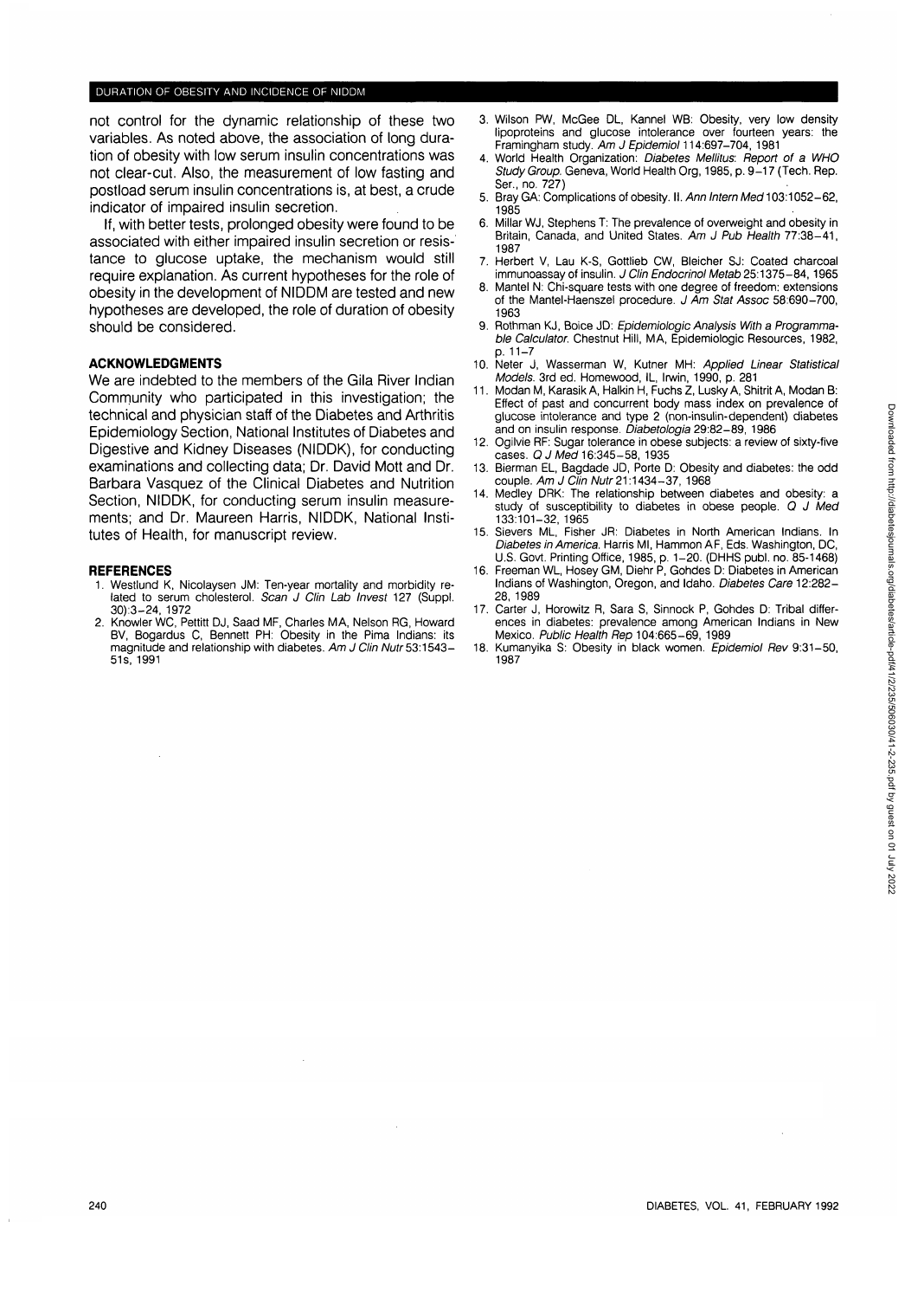not control for the dynamic relationship of these two variables. As noted above, the association of long duration of obesity with low serum insulin concentrations was not clear-cut. Also, the measurement of low fasting and postload serum insulin concentrations is, at best, a crude indicator of impaired insulin secretion.

If, with better tests, prolonged obesity were found to be associated with either impaired insulin secretion or resistance to glucose uptake, the mechanism would still require explanation. As current hypotheses for the role of obesity in the development of NIDDM are tested and new hypotheses are developed, the role of duration of obesity should be considered.

## ACKNOWLEDGMENTS

We are indebted to the members of the Gila River Indian Community who participated in this investigation; the technical and physician staff of the Diabetes and Arthritis Epidemiology Section, National Institutes of Diabetes and Digestive and Kidney Diseases (NIDDK), for conducting examinations and collecting data; Dr. David Mott and Dr. Barbara Vasquez of the Clinical Diabetes and Nutrition Section, NIDDK, for conducting serum insulin measurements; and Dr. Maureen Harris, NIDDK, National Institutes of Health, for manuscript review.

## REFERENCES

1. Westlund K, Nicolaysen JM: Ten-year mortality and morbidity related to serum cholesterol. *Scan J Clin Lab Invest* 127 (Suppl. 30):3–24, 1972
2. Knowler WC, Pettitt DJ, Saad MF, Charles MA, Nelson RG, Howard BV, Bogardus C, Bennett PH: Obesity in the Pima Indians: its magnitude and relationship with diabetes. *Am J Clin Nutr* 53:1543–51s, 1991
3. Wilson PW, McGee DL, Kannel WB: Obesity, very low density lipoproteins and glucose intolerance over fourteen years: the Framingham study. *Am J Epidemiol* 114:697–704, 1981
4. World Health Organization: *Diabetes Mellitus: Report of a WHO Study Group.* Geneva, World Health Org, 1985, p. 9–17 (Tech. Rep. Ser., no. 727)
5. Bray GA: Complications of obesity. II. *Ann Intern Med* 103:1052–62, 1985
6. Millar WJ, Stephens T: The prevalence of overweight and obesity in Britain, Canada, and United States. *Am J Pub Health* 77:38–41, 1987
7. Herbert V, Lau K-S, Gottlieb CW, Bleicher SJ: Coated charcoal immunoassay of insulin. *J Clin Endocrinol Metab* 25:1375–84, 1965
8. Mantel N: Chi-square tests with one degree of freedom: extensions of the Mantel-Haenszel procedure. *J Am Stat Assoc* 58:690–700, 1963
9. Rothman KJ, Boice JD: *Epidemiologic Analysis With a Programmable Calculator.* Chestnut Hill, MA, Epidemiologic Resources, 1982, p. 11–7
10. Neter J, Wasserman W, Kutner MH: *Applied Linear Statistical Models.* 3rd ed. Homewood, IL, Irwin, 1990, p. 281
11. Modan M, Karasik A, Halkin H, Fuchs Z, Lusky A, Shitrit A, Modan B: Effect of past and concurrent body mass index on prevalence of glucose intolerance and type 2 (non-insulin-dependent) diabetes and on insulin response. *Diabetologia* 29:82–89, 1986
12. Ogilvie RF: Sugar tolerance in obese subjects: a review of sixty-five cases. *Q J Med* 16:345–58, 1935
13. Bierman EL, Bagdade JD, Porte D: Obesity and diabetes: the odd couple. *Am J Clin Nutr* 21:1434–37, 1968
14. Medley DRK: The relationship between diabetes and obesity: a study of susceptibility to diabetes in obese people. *Q J Med* 133:101–32, 1965
15. Sievers ML, Fisher JR: Diabetes in North American Indians. In *Diabetes in America.* Harris MI, Hammon AF, Eds. Washington, DC, U.S. Govt. Printing Office, 1985, p. 1–20. (DHHS publ. no. 85-1468)
16. Freeman WL, Hosey GM, Diehr P, Gohdes D: Diabetes in American Indians of Washington, Oregon, and Idaho. *Diabetes Care* 12:282–28, 1989
17. Carter J, Horowitz R, Sara S, Sinnock P, Gohdes D: Tribal differences in diabetes: prevalence among American Indians in New Mexico. *Public Health Rep* 104:665–69, 1989
18. Kumanyika S: Obesity in black women. *Epidemiol Rev* 9:31–50, 1987